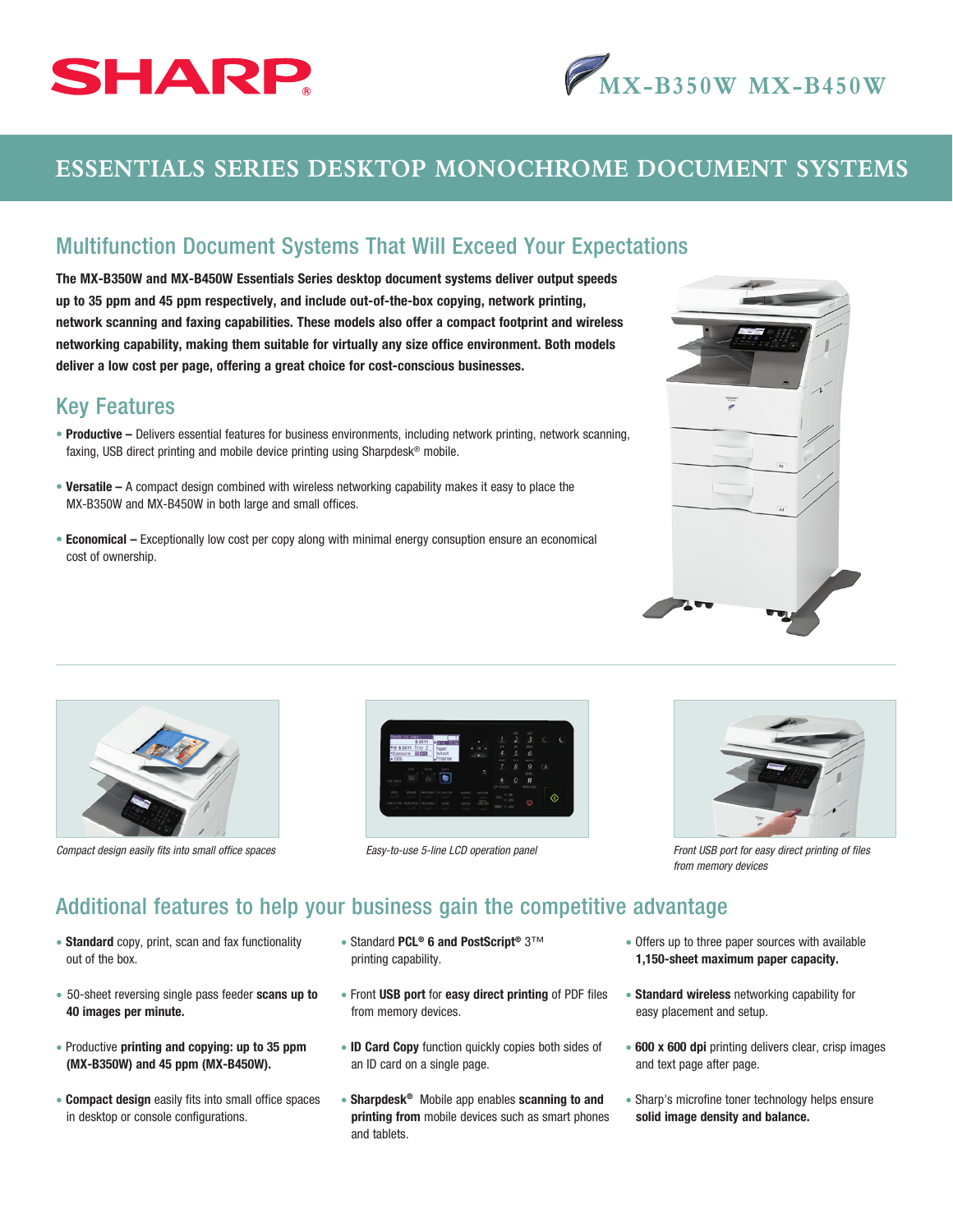SHARP

MX-B350W MX-B450W

# ESSENTIALS SERIES DESKTOP MONOCHROME DOCUMENT SYSTEMS

## Multifunction Document Systems That Will Exceed Your Expectations

**The MX-B350W and MX-B450W Essentials Series desktop document systems deliver output speeds up to 35 ppm and 45 ppm respectively, and include out-of-the-box copying, network printing, network scanning and faxing capabilities. These models also offer a compact footprint and wireless networking capability, making them suitable for virtually any size office environment. Both models deliver a low cost per page, offering a great choice for cost-conscious businesses.**

## Key Features

- **Productive –** Delivers essential features for business environments, including network printing, network scanning, faxing, USB direct printing and mobile device printing using Sharpdesk® mobile.
- **Versatile –** A compact design combined with wireless networking capability makes it easy to place the MX-B350W and MX-B450W in both large and small offices.
- **Economical –** Exceptionally low cost per copy along with minimal energy consuption ensure an economical cost of ownership.

*Compact design easily fits into small office spaces*

*Easy-to-use 5-line LCD operation panel*

*Front USB port for easy direct printing of files from memory devices*

## Additional features to help your business gain the competitive advantage

- **Standard** copy, print, scan and fax functionality out of the box.
- 50-sheet reversing single pass feeder **scans up to 40 images per minute.**
- Productive **printing and copying: up to 35 ppm (MX-B350W) and 45 ppm (MX-B450W).**
- **Compact design** easily fits into small office spaces in desktop or console configurations.
- Standard **PCL® 6 and PostScript®** 3™ printing capability.
- Front **USB port** for **easy direct printing** of PDF files from memory devices.
- **ID Card Copy** function quickly copies both sides of an ID card on a single page.
- **Sharpdesk®** Mobile app enables **scanning to and printing from** mobile devices such as smart phones and tablets.
- Offers up to three paper sources with available **1,150-sheet maximum paper capacity.**
- **Standard wireless** networking capability for easy placement and setup.
- **600 x 600 dpi** printing delivers clear, crisp images and text page after page.
- Sharp's microfine toner technology helps ensure **solid image density and balance.**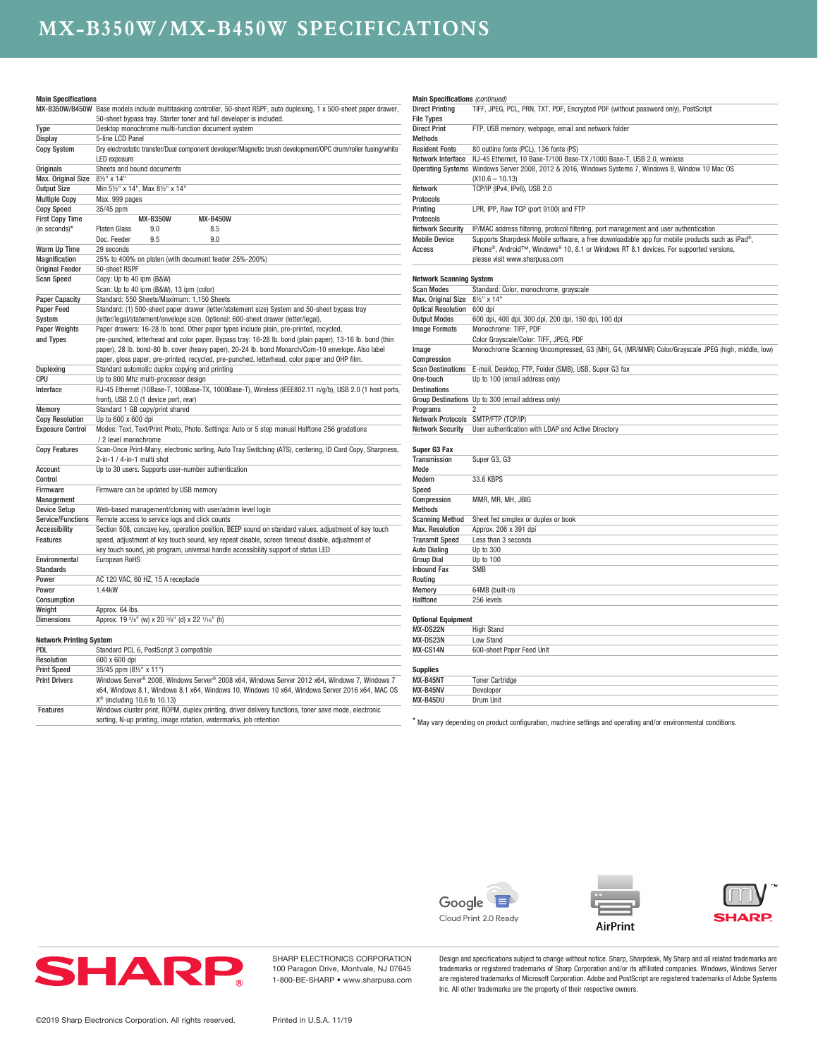# MX-B350W/MX-B450W SPECIFICATIONS

### Main Specifications

| | |
|---|---|
| MX-B350W/B450W | Base models include multitasking controller, 50-sheet RSPF, auto duplexing, 1 x 500-sheet paper drawer, 50-sheet bypass tray. Starter toner and full developer is included. |
| Type | Desktop monochrome multi-function document system |
| Display | 5-line LCD Panel |
| Copy System | Dry electrostatic transfer/Dual component developer/Magnetic brush development/OPC drum/roller fusing/white LED exposure |
| Originals | Sheets and bound documents |
| Max. Original Size | 8½" x 14" |
| Output Size | Min 5½" x 14", Max 8½" x 14" |
| Multiple Copy | Max. 999 pages |
| Copy Speed | 35/45 ppm |
| First Copy Time (in seconds)* | MX-B350W / MX-B450W |
| | Platen Glass: 9.0 / 8.5 |
| | Doc. Feeder: 9.5 / 9.0 |
| Warm Up Time | 29 seconds |
| Magnification | 25% to 400% on platen (with document feeder 25%-200%) |
| Original Feeder | 50-sheet RSPF |
| Scan Speed | Copy: Up to 40 ipm (B&W) Scan: Up to 40 ipm (B&W), 13 ipm (color) |
| Paper Capacity | Standard: 550 Sheets/Maximum: 1,150 Sheets |
| Paper Feed System | Standard: (1) 500-sheet paper drawer (letter/statement size) System and 50-sheet bypass tray (letter/legal/statement/envelope size). Optional: 600-sheet drawer (letter/legal). |
| Paper Weights and Types | Paper drawers: 16-28 lb. bond. Other paper types include plain, pre-printed, recycled, pre-punched, letterhead and color paper. Bypass tray: 16-28 lb. bond (plain paper), 13-16 lb. bond (thin paper), 28 lb. bond-80 lb. cover (heavy paper), 20-24 lb. bond Monarch/Com-10 envelope. Also label paper, gloss paper, pre-printed, recycled, pre-punched, letterhead, color paper and OHP film. |
| Duplexing | Standard automatic duplex copying and printing |
| CPU | Up to 800 Mhz multi-processor design |
| Interface | RJ-45 Ethernet (10Base-T, 100Base-TX, 1000Base-T), Wireless (IEEE802.11 n/g/b), USB 2.0 (1 host ports, front), USB 2.0 (1 device port, rear) |
| Memory | Standard 1 GB copy/print shared |
| Copy Resolution | Up to 600 x 600 dpi |
| Exposure Control | Modes: Text, Text/Print Photo, Photo. Settings: Auto or 5 step manual Halftone 256 gradations / 2 level monochrome |
| Copy Features | Scan-Once Print-Many, electronic sorting, Auto Tray Switching (ATS), centering, ID Card Copy, Sharpness, 2-in-1 / 4-in-1 multi shot |
| Account Control | Up to 30 users. Supports user-number authentication |
| Firmware Management | Firmware can be updated by USB memory |
| Device Setup | Web-based management/cloning with user/admin level login |
| Service/Functions | Remote access to service logs and click counts |
| Accessibility Features | Section 508, concave key, operation position, BEEP sound on standard values, adjustment of key touch speed, adjustment of key touch sound, key repeat disable, screen timeout disable, adjustment of key touch sound, job program, universal handle accessibility support of status LED |
| Environmental Standards | European RoHS |
| Power | AC 120 VAC, 60 HZ, 15 A receptacle |
| Power Consumption | 1.44kW |
| Weight | Approx. 64 lbs. |
| Dimensions | Approx. 19 3/8" (w) x 20 3/8" (d) x 22 1/16" (h) |

### Network Printing System

| | |
|---|---|
| PDL | Standard PCL 6, PostScript 3 compatible |
| Resolution | 600 x 600 dpi |
| Print Speed | 35/45 ppm (8½" x 11") |
| Print Drivers | Windows Server® 2008, Windows Server® 2008 x64, Windows Server 2012 x64, Windows 7 x64, Windows 8.1, Windows 8.1 x64, Windows 10, Windows 10 x64, Windows Server 2016 x64, MAC OS X® (including 10.6 to 10.13) |
| Features | Windows cluster print, ROPM, duplex printing, driver delivery functions, toner save mode, electronic sorting, N-up printing, image rotation, watermarks, job retention |

### Main Specifications *(continued)*

| | |
|---|---|
| Direct Printing File Types | TIFF, JPEG, PCL, PRN, TXT, PDF, Encrypted PDF (without password only), PostScript |
| Direct Print Methods | FTP, USB memory, webpage, email and network folder |
| Resident Fonts | 80 outline fonts (PCL), 136 fonts (PS) |
| Network Interface | RJ-45 Ethernet, 10 Base-T/100 Base-TX /1000 Base-T, USB 2.0, wireless |
| Operating Systems | Windows Server 2008, 2012 & 2016, Windows Systems 7, Windows 8, Window 10 Mac OS (X10.6 – 10.13) |
| Network Protocols | TCP/IP (IPv4, IPv6), USB 2.0 |
| Printing Protocols | LPR, IPP, Raw TCP (port 9100) and FTP |
| Network Security | IP/MAC address filtering, protocol filtering, port management and user authentication |
| Mobile Device Access | Supports Sharpdesk Mobile software, a free downloadable app for mobile products such as iPad®, iPhone®, Android™, Windows® 10, 8.1 or Windows RT 8.1 devices. For supported versions, please visit www.sharpusa.com |

### Network Scanning System

| | |
|---|---|
| Scan Modes | Standard: Color, monochrome, grayscale |
| Max. Original Size | 8½" x 14" |
| Optical Resolution | 600 dpi |
| Output Modes | 600 dpi, 400 dpi, 300 dpi, 200 dpi, 150 dpi, 100 dpi |
| Image Formats | Monochrome: TIFF, PDF Color Grayscale/Color: TIFF, JPEG, PDF |
| Image Compression | Monochrome Scanning Uncompressed, G3 (MH), G4, (MR/MMR) Color/Grayscale JPEG (high, middle, low) |
| Scan Destinations | E-mail, Desktop, FTP, Folder (SMB), USB, Super G3 fax |
| One-touch Destinations | Up to 100 (email address only) |
| Group Destinations | Up to 300 (email address only) |
| Programs | 2 |
| Network Protocols | SMTP/FTP (TCP/IP) |
| Network Security | User authentication with LDAP and Active Directory |

### Super G3 Fax

| | |
|---|---|
| Transmission Mode | Super G3, G3 |
| Modem Speed | 33.6 KBPS |
| Compression Methods | MMR, MR, MH, JBIG |
| Scanning Method | Sheet fed simplex or duplex or book |
| Max. Resolution | Approx. 206 x 391 dpi |
| Transmit Speed | Less than 3 seconds |
| Auto Dialing | Up to 300 |
| Group Dial | Up to 100 |
| Inbound Fax Routing | SMB |
| Memory | 64MB (built-in) |
| Halftone | 256 levels |

### Optional Equipment

| | |
|---|---|
| MX-DS22N | High Stand |
| MX-DS23N | Low Stand |
| MX-CS14N | 600-sheet Paper Feed Unit |

### Supplies

| | |
|---|---|
| MX-B45NT | Toner Cartridge |
| MX-B45NV | Developer |
| MX-B45DU | Drum Unit |

* May vary depending on product configuration, machine settings and operating and/or environmental conditions.

Google Cloud Print 2.0 Ready

AirPrint

SHARP

SHARP ELECTRONICS CORPORATION
100 Paragon Drive, Montvale, NJ 07645
1-800-BE-SHARP • www.sharpusa.com

Design and specifications subject to change without notice. Sharp, Sharpdesk, My Sharp and all related trademarks are trademarks or registered trademarks of Sharp Corporation and/or its affiliated companies. Windows, Windows Server are registered trademarks of Microsoft Corporation. Adobe and PostScript are registered trademarks of Adobe Systems Inc. All other trademarks are the property of their respective owners.

©2019 Sharp Electronics Corporation. All rights reserved. Printed in U.S.A. 11/19